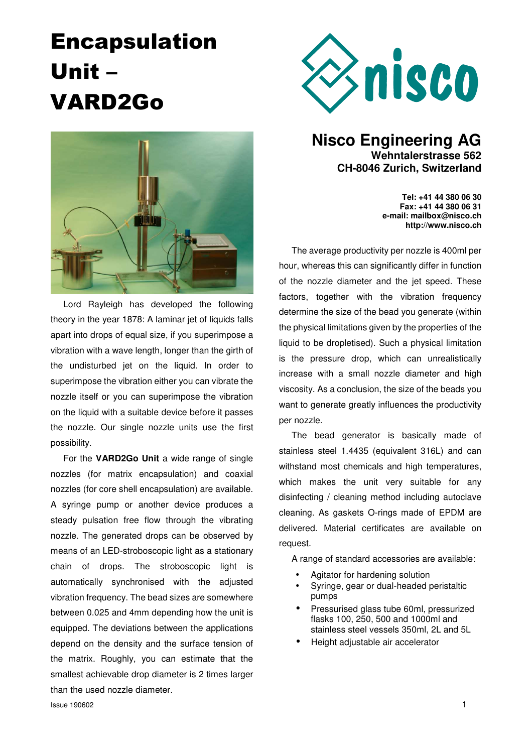# Encapsulation Unit – VARD2Go

## Nisco Engineering AG

**Wehntalerstrasse 562**
**CH-8046 Zurich, Switzerland**

**Tel: +41 44 380 06 30**
**Fax: +41 44 380 06 31**
**e-mail: mailbox@nisco.ch**
**http://www.nisco.ch**

Lord Rayleigh has developed the following theory in the year 1878: A laminar jet of liquids falls apart into drops of equal size, if you superimpose a vibration with a wave length, longer than the girth of the undisturbed jet on the liquid. In order to superimpose the vibration either you can vibrate the nozzle itself or you can superimpose the vibration on the liquid with a suitable device before it passes the nozzle. Our single nozzle units use the first possibility.

For the **VARD2Go Unit** a wide range of single nozzles (for matrix encapsulation) and coaxial nozzles (for core shell encapsulation) are available. A syringe pump or another device produces a steady pulsation free flow through the vibrating nozzle. The generated drops can be observed by means of an LED-stroboscopic light as a stationary chain of drops. The stroboscopic light is automatically synchronised with the adjusted vibration frequency. The bead sizes are somewhere between 0.025 and 4mm depending how the unit is equipped. The deviations between the applications depend on the density and the surface tension of the matrix. Roughly, you can estimate that the smallest achievable drop diameter is 2 times larger than the used nozzle diameter.

The average productivity per nozzle is 400ml per hour, whereas this can significantly differ in function of the nozzle diameter and the jet speed. These factors, together with the vibration frequency determine the size of the bead you generate (within the physical limitations given by the properties of the liquid to be dropletised). Such a physical limitation is the pressure drop, which can unrealistically increase with a small nozzle diameter and high viscosity. As a conclusion, the size of the beads you want to generate greatly influences the productivity per nozzle.

The bead generator is basically made of stainless steel 1.4435 (equivalent 316L) and can withstand most chemicals and high temperatures, which makes the unit very suitable for any disinfecting / cleaning method including autoclave cleaning. As gaskets O-rings made of EPDM are delivered. Material certificates are available on request.

A range of standard accessories are available:

- Agitator for hardening solution
- Syringe, gear or dual-headed peristaltic pumps
- Pressurised glass tube 60ml, pressurized flasks 100, 250, 500 and 1000ml and stainless steel vessels 350ml, 2L and 5L
- Height adjustable air accelerator

Issue 190602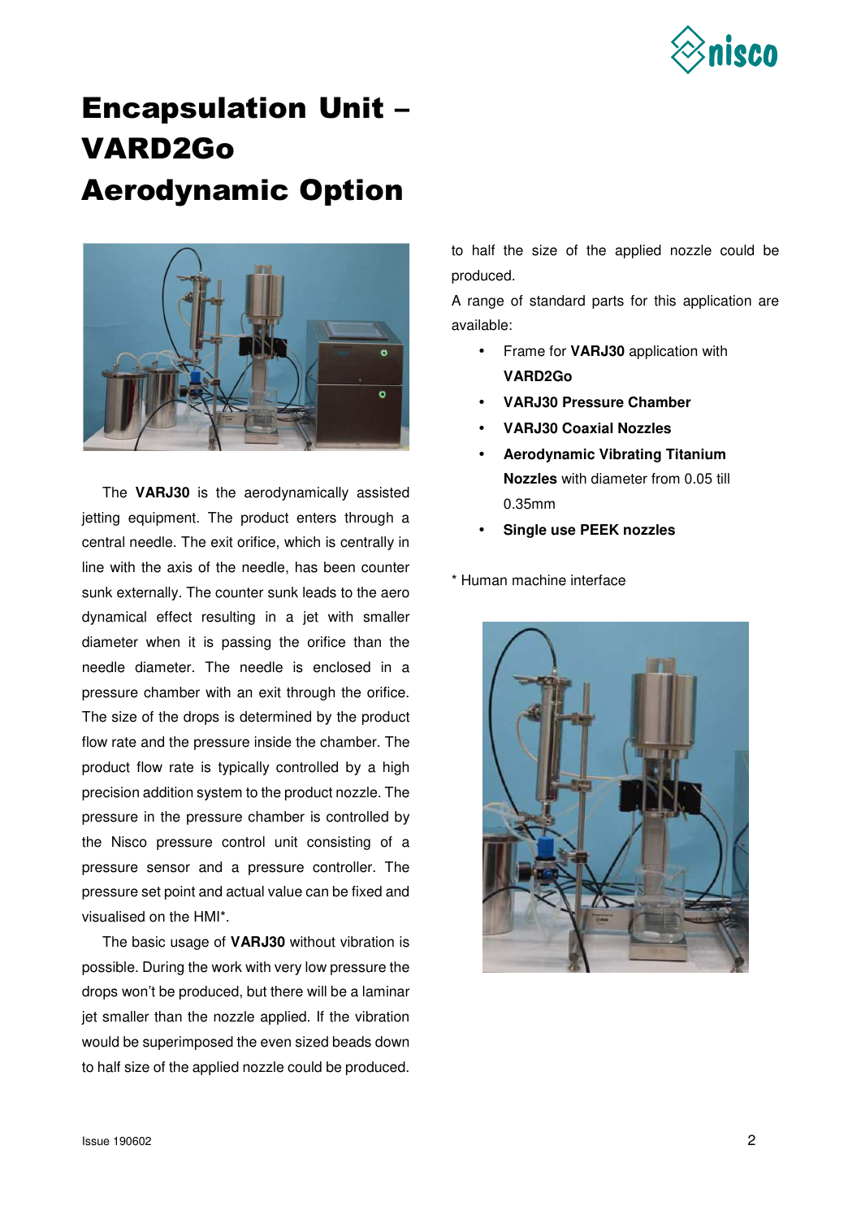# Encapsulation Unit – VARD2Go Aerodynamic Option

The **VARJ30** is the aerodynamically assisted jetting equipment. The product enters through a central needle. The exit orifice, which is centrally in line with the axis of the needle, has been counter sunk externally. The counter sunk leads to the aero dynamical effect resulting in a jet with smaller diameter when it is passing the orifice than the needle diameter. The needle is enclosed in a pressure chamber with an exit through the orifice. The size of the drops is determined by the product flow rate and the pressure inside the chamber. The product flow rate is typically controlled by a high precision addition system to the product nozzle. The pressure in the pressure chamber is controlled by the Nisco pressure control unit consisting of a pressure sensor and a pressure controller. The pressure set point and actual value can be fixed and visualised on the HMI*.

The basic usage of **VARJ30** without vibration is possible. During the work with very low pressure the drops won't be produced, but there will be a laminar jet smaller than the nozzle applied. If the vibration would be superimposed the even sized beads down to half size of the applied nozzle could be produced.

A range of standard parts for this application are available:

- Frame for **VARJ30** application with **VARD2Go**
- **VARJ30 Pressure Chamber**
- **VARJ30 Coaxial Nozzles**
- **Aerodynamic Vibrating Titanium Nozzles** with diameter from 0.05 till 0.35mm
- **Single use PEEK nozzles**

\* Human machine interface

Issue 190602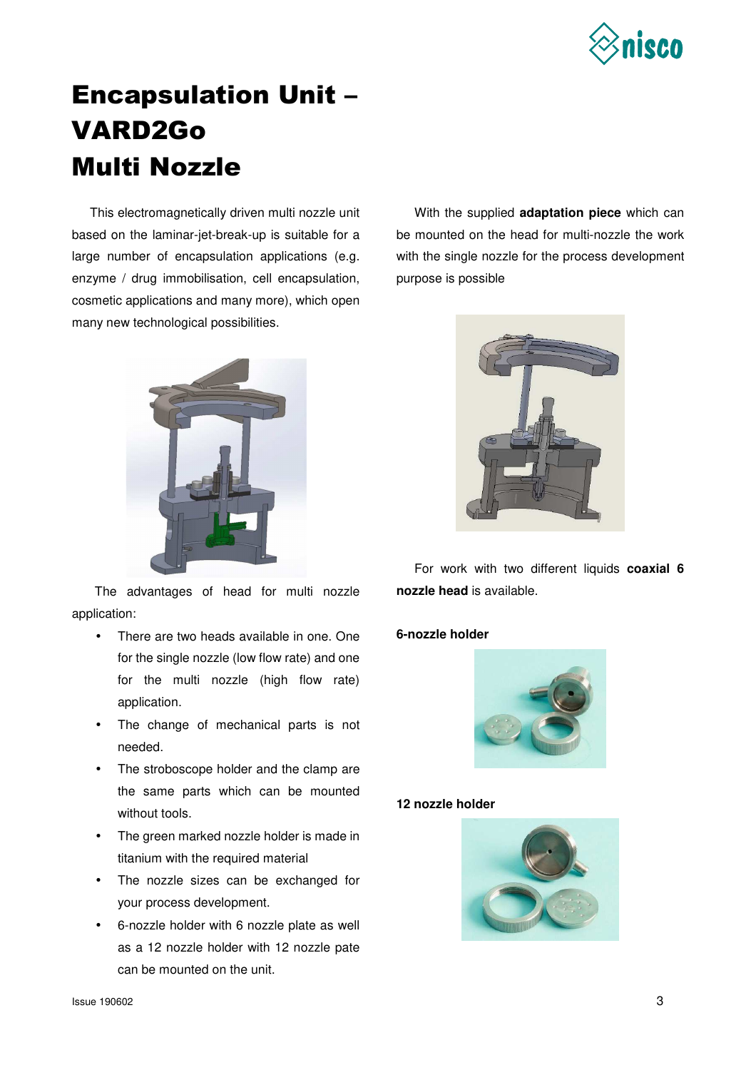# Encapsulation Unit – VARD2Go Multi Nozzle

This electromagnetically driven multi nozzle unit based on the laminar-jet-break-up is suitable for a large number of encapsulation applications (e.g. enzyme / drug immobilisation, cell encapsulation, cosmetic applications and many more), which open many new technological possibilities.

The advantages of head for multi nozzle application:

- There are two heads available in one. One for the single nozzle (low flow rate) and one for the multi nozzle (high flow rate) application.
- The change of mechanical parts is not needed.
- The stroboscope holder and the clamp are the same parts which can be mounted without tools.
- The green marked nozzle holder is made in titanium with the required material
- The nozzle sizes can be exchanged for your process development.
- 6-nozzle holder with 6 nozzle plate as well as a 12 nozzle holder with 12 nozzle pate can be mounted on the unit.

With the supplied **adaptation piece** which can be mounted on the head for multi-nozzle the work with the single nozzle for the process development purpose is possible

For work with two different liquids **coaxial 6 nozzle head** is available.

**6-nozzle holder**

**12 nozzle holder**

Issue 190602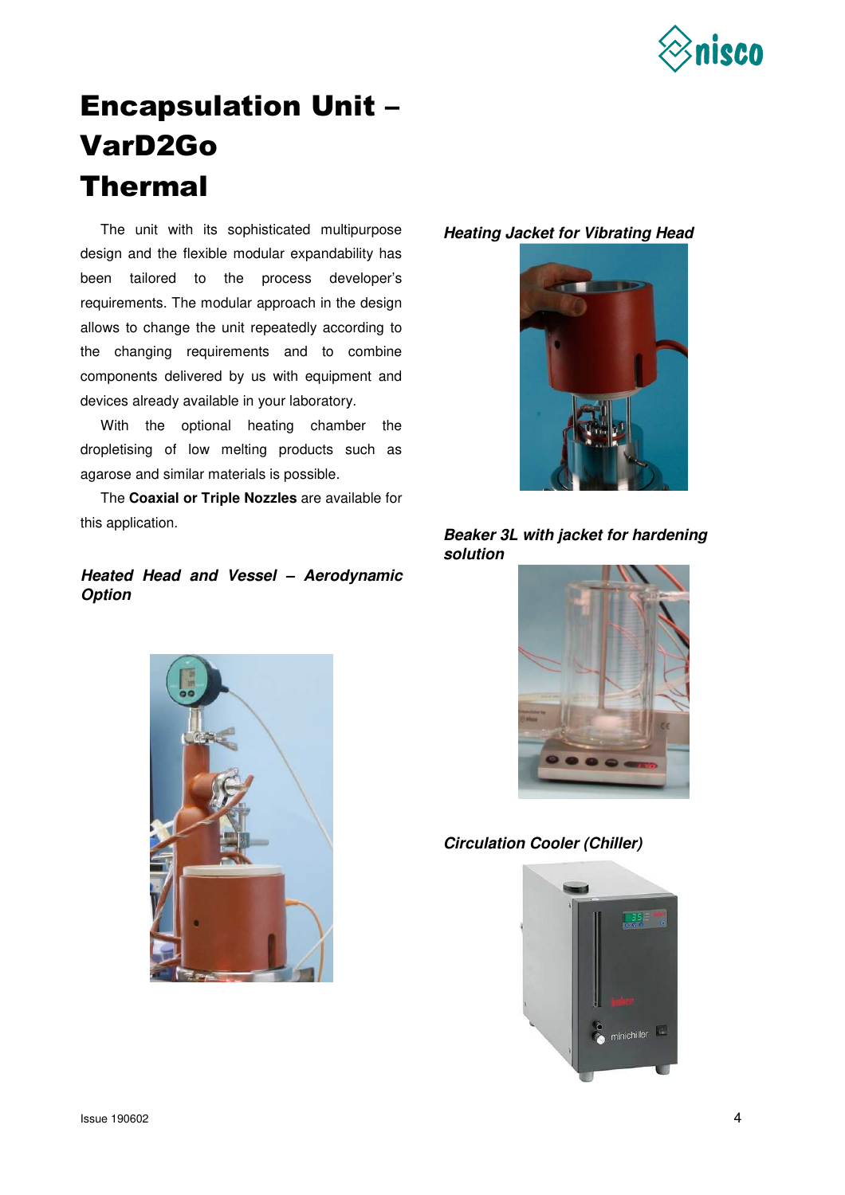# Encapsulation Unit – VarD2Go Thermal

The unit with its sophisticated multipurpose design and the flexible modular expandability has been tailored to the process developer's requirements. The modular approach in the design allows to change the unit repeatedly according to the changing requirements and to combine components delivered by us with equipment and devices already available in your laboratory.

With the optional heating chamber the dropletising of low melting products such as agarose and similar materials is possible.

The **Coaxial or Triple Nozzles** are available for this application.

***Heated Head and Vessel – Aerodynamic Option***

***Heating Jacket for Vibrating Head***

***Beaker 3L with jacket for hardening solution***

***Circulation Cooler (Chiller)***

Issue 190602